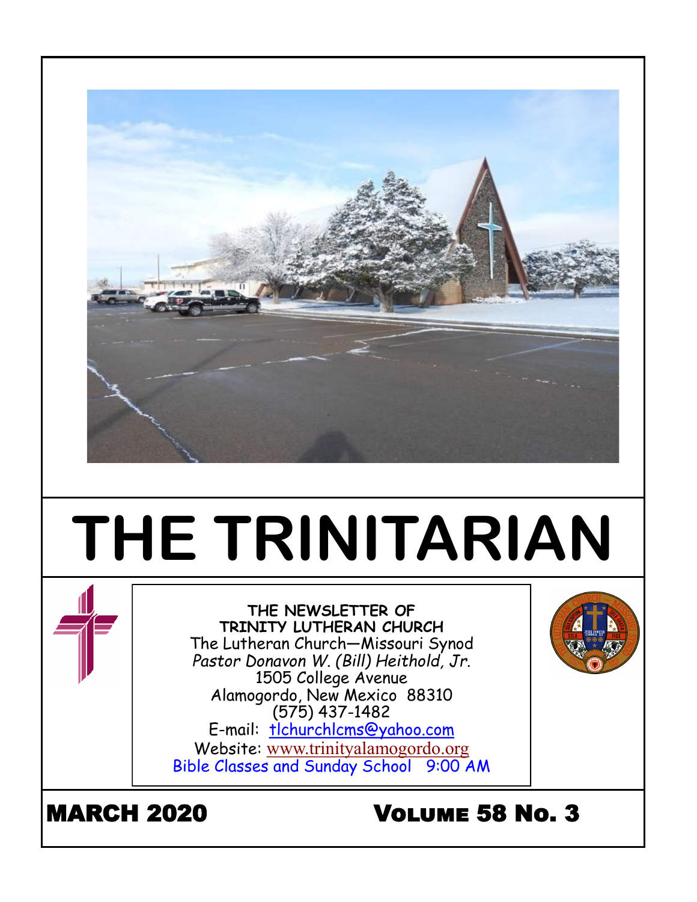# THE TRINITARIAN

**THE NEWSLETTER OF**
**TRINITY LUTHERAN CHURCH**
The Lutheran Church—Missouri Synod
*Pastor Donavon W. (Bill) Heithold, Jr.*
1505 College Avenue
Alamogordo, New Mexico 88310
(575) 437-1482
E-mail: tlchurchlcms@yahoo.com
Website: www.trinityalamogordo.org
Bible Classes and Sunday School 9:00 AM

**MARCH 2020** **VOLUME 58 NO. 3**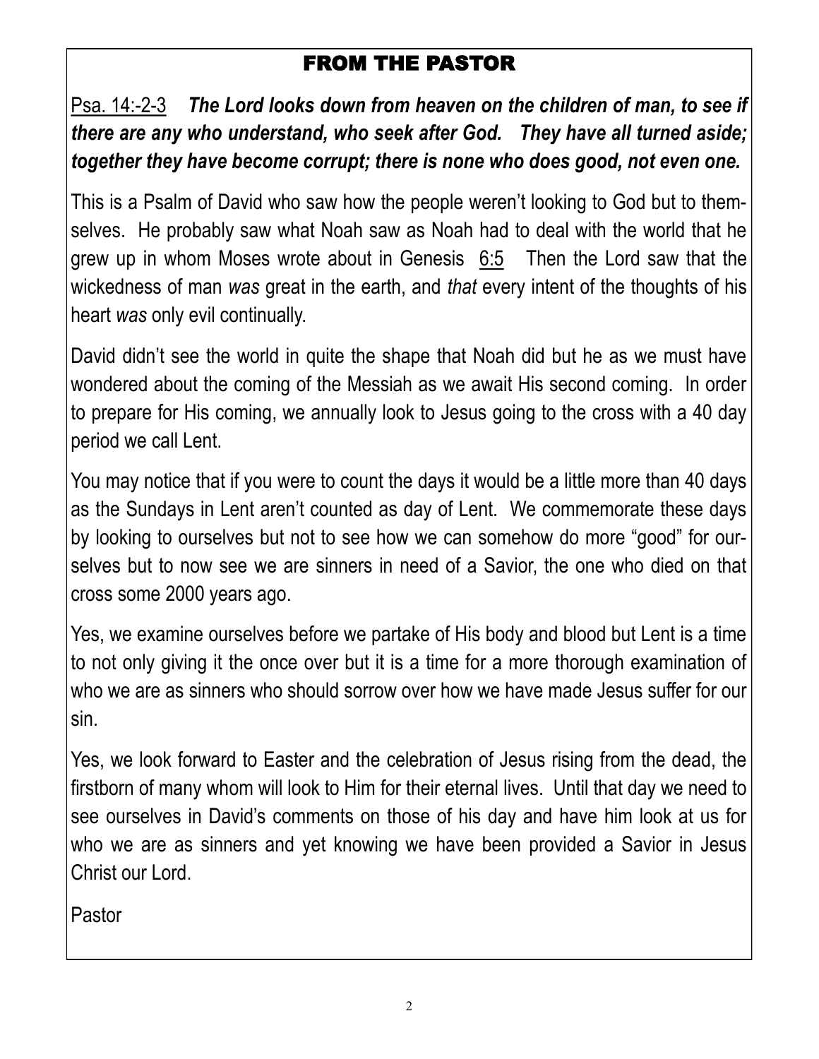## FROM THE PASTOR

Psa. 14:-2-3 ***The Lord looks down from heaven on the children of man, to see if there are any who understand, who seek after God. They have all turned aside; together they have become corrupt; there is none who does good, not even one.***

This is a Psalm of David who saw how the people weren't looking to God but to themselves. He probably saw what Noah saw as Noah had to deal with the world that he grew up in whom Moses wrote about in Genesis 6:5 Then the Lord saw that the wickedness of man *was* great in the earth, and *that* every intent of the thoughts of his heart *was* only evil continually.

David didn't see the world in quite the shape that Noah did but he as we must have wondered about the coming of the Messiah as we await His second coming. In order to prepare for His coming, we annually look to Jesus going to the cross with a 40 day period we call Lent.

You may notice that if you were to count the days it would be a little more than 40 days as the Sundays in Lent aren't counted as day of Lent. We commemorate these days by looking to ourselves but not to see how we can somehow do more "good" for ourselves but to now see we are sinners in need of a Savior, the one who died on that cross some 2000 years ago.

Yes, we examine ourselves before we partake of His body and blood but Lent is a time to not only giving it the once over but it is a time for a more thorough examination of who we are as sinners who should sorrow over how we have made Jesus suffer for our sin.

Yes, we look forward to Easter and the celebration of Jesus rising from the dead, the firstborn of many whom will look to Him for their eternal lives. Until that day we need to see ourselves in David's comments on those of his day and have him look at us for who we are as sinners and yet knowing we have been provided a Savior in Jesus Christ our Lord.

Pastor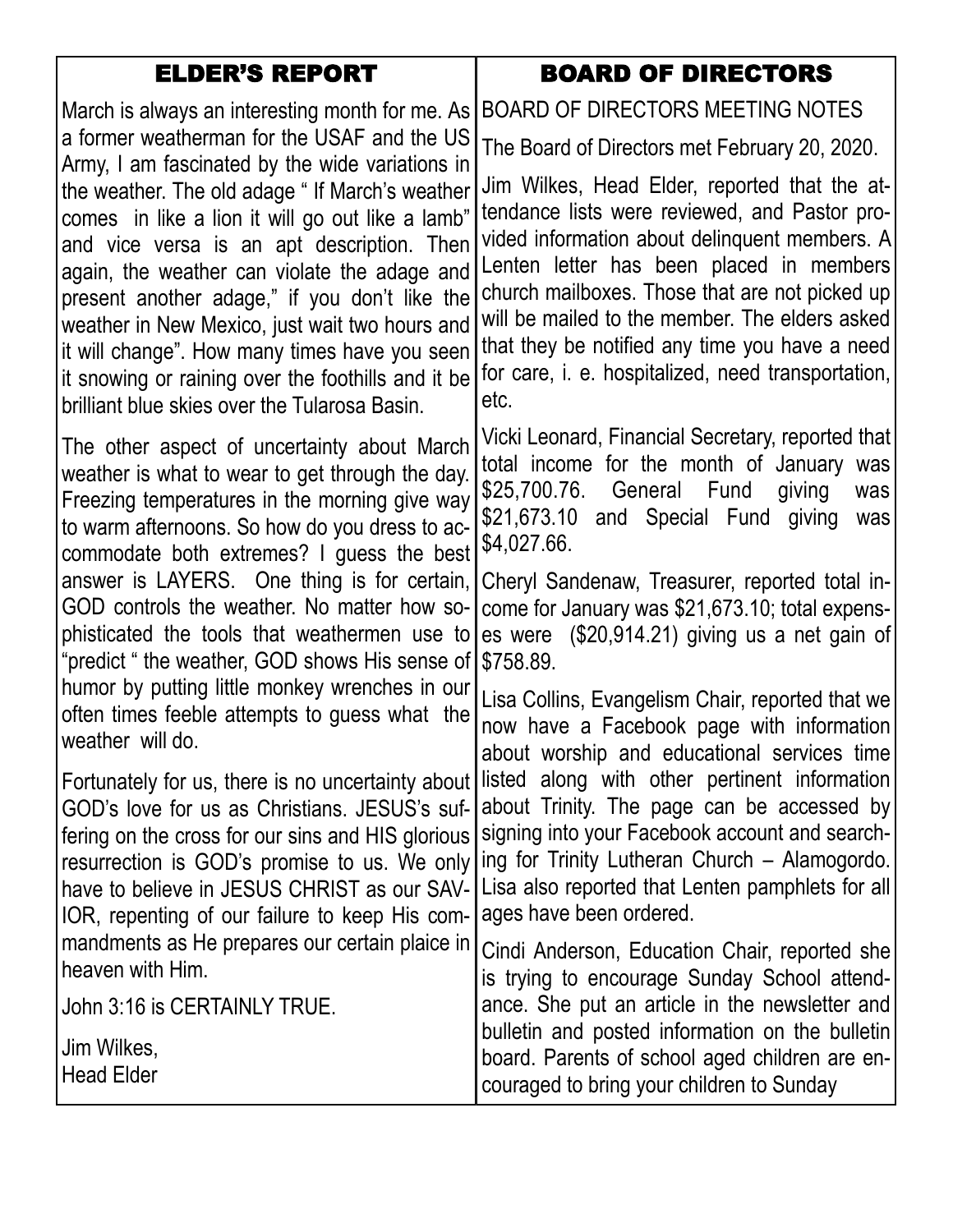## ELDER'S REPORT

March is always an interesting month for me. As a former weatherman for the USAF and the US Army, I am fascinated by the wide variations in the weather. The old adage " If March's weather comes in like a lion it will go out like a lamb" and vice versa is an apt description. Then again, the weather can violate the adage and present another adage," if you don't like the weather in New Mexico, just wait two hours and it will change". How many times have you seen it snowing or raining over the foothills and it be brilliant blue skies over the Tularosa Basin.

The other aspect of uncertainty about March weather is what to wear to get through the day. Freezing temperatures in the morning give way to warm afternoons. So how do you dress to accommodate both extremes? I guess the best answer is LAYERS. One thing is for certain, GOD controls the weather. No matter how sophisticated the tools that weathermen use to "predict " the weather, GOD shows His sense of humor by putting little monkey wrenches in our often times feeble attempts to guess what the weather will do.

Fortunately for us, there is no uncertainty about GOD's love for us as Christians. JESUS's suffering on the cross for our sins and HIS glorious resurrection is GOD's promise to us. We only have to believe in JESUS CHRIST as our SAVIOR, repenting of our failure to keep His commandments as He prepares our certain plaice in heaven with Him.

John 3:16 is CERTAINLY TRUE.

Jim Wilkes,
Head Elder

## BOARD OF DIRECTORS

BOARD OF DIRECTORS MEETING NOTES

The Board of Directors met February 20, 2020.

Jim Wilkes, Head Elder, reported that the attendance lists were reviewed, and Pastor provided information about delinquent members. A Lenten letter has been placed in members church mailboxes. Those that are not picked up will be mailed to the member. The elders asked that they be notified any time you have a need for care, i. e. hospitalized, need transportation, etc.

Vicki Leonard, Financial Secretary, reported that total income for the month of January was \$25,700.76. General Fund giving was \$21,673.10 and Special Fund giving was \$4,027.66.

Cheryl Sandenaw, Treasurer, reported total income for January was \$21,673.10; total expenses were (\$20,914.21) giving us a net gain of \$758.89.

Lisa Collins, Evangelism Chair, reported that we now have a Facebook page with information about worship and educational services time listed along with other pertinent information about Trinity. The page can be accessed by signing into your Facebook account and searching for Trinity Lutheran Church – Alamogordo. Lisa also reported that Lenten pamphlets for all ages have been ordered.

Cindi Anderson, Education Chair, reported she is trying to encourage Sunday School attendance. She put an article in the newsletter and bulletin and posted information on the bulletin board. Parents of school aged children are encouraged to bring your children to Sunday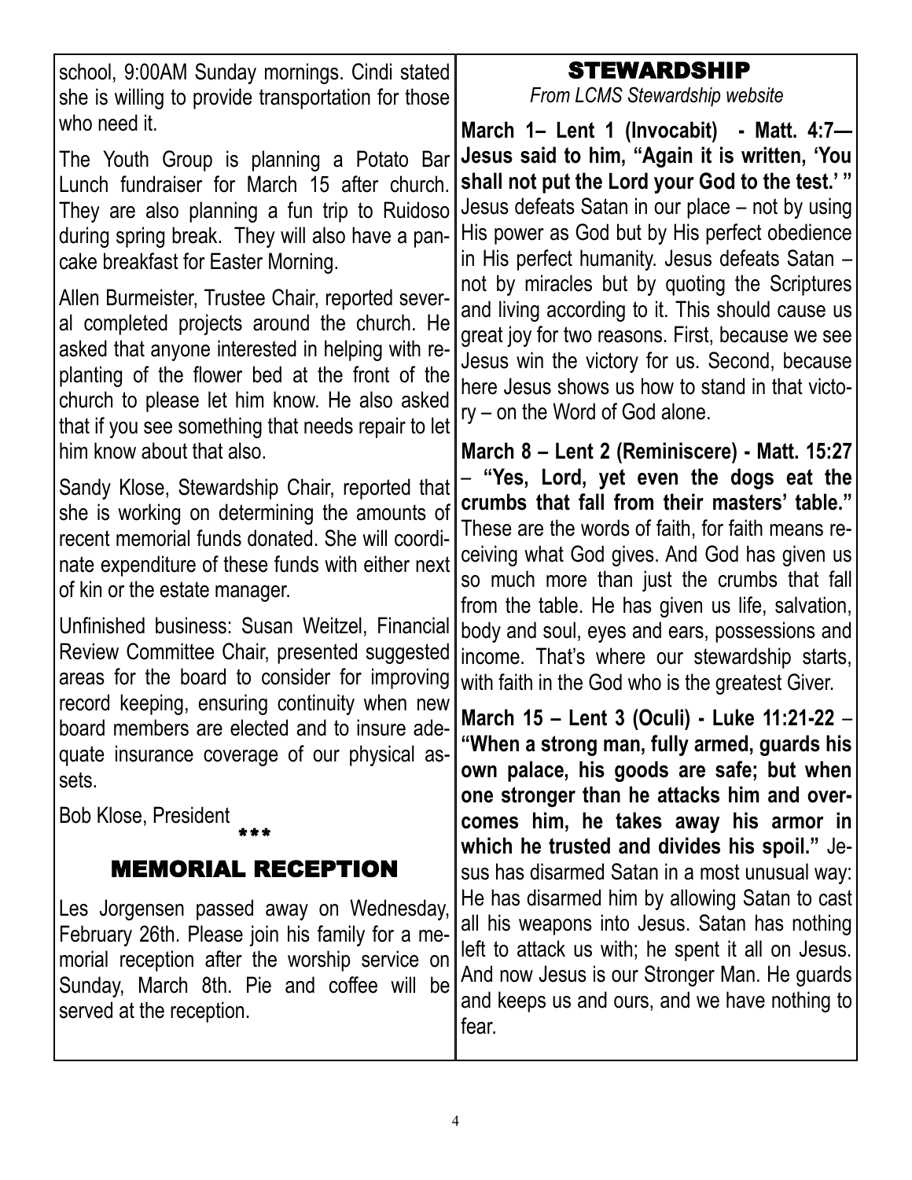school, 9:00AM Sunday mornings. Cindi stated she is willing to provide transportation for those who need it.

The Youth Group is planning a Potato Bar Lunch fundraiser for March 15 after church. They are also planning a fun trip to Ruidoso during spring break. They will also have a pancake breakfast for Easter Morning.

Allen Burmeister, Trustee Chair, reported several completed projects around the church. He asked that anyone interested in helping with replanting of the flower bed at the front of the church to please let him know. He also asked that if you see something that needs repair to let him know about that also.

Sandy Klose, Stewardship Chair, reported that she is working on determining the amounts of recent memorial funds donated. She will coordinate expenditure of these funds with either next of kin or the estate manager.

Unfinished business: Susan Weitzel, Financial Review Committee Chair, presented suggested areas for the board to consider for improving record keeping, ensuring continuity when new board members are elected and to insure adequate insurance coverage of our physical assets.

Bob Klose, President

\*\*\*

## MEMORIAL RECEPTION

Les Jorgensen passed away on Wednesday, February 26th. Please join his family for a memorial reception after the worship service on Sunday, March 8th. Pie and coffee will be served at the reception.

## STEWARDSHIP

*From LCMS Stewardship website*

**March 1– Lent 1 (Invocabit) - Matt. 4:7— Jesus said to him, "Again it is written, 'You shall not put the Lord your God to the test.' "** Jesus defeats Satan in our place – not by using His power as God but by His perfect obedience in His perfect humanity. Jesus defeats Satan – not by miracles but by quoting the Scriptures and living according to it. This should cause us great joy for two reasons. First, because we see Jesus win the victory for us. Second, because here Jesus shows us how to stand in that victory – on the Word of God alone.

**March 8 – Lent 2 (Reminiscere) - Matt. 15:27 – "Yes, Lord, yet even the dogs eat the crumbs that fall from their masters' table."** These are the words of faith, for faith means receiving what God gives. And God has given us so much more than just the crumbs that fall from the table. He has given us life, salvation, body and soul, eyes and ears, possessions and income. That's where our stewardship starts, with faith in the God who is the greatest Giver.

**March 15 – Lent 3 (Oculi) - Luke 11:21-22 – "When a strong man, fully armed, guards his own palace, his goods are safe; but when one stronger than he attacks him and overcomes him, he takes away his armor in which he trusted and divides his spoil."** Jesus has disarmed Satan in a most unusual way: He has disarmed him by allowing Satan to cast all his weapons into Jesus. Satan has nothing left to attack us with; he spent it all on Jesus. And now Jesus is our Stronger Man. He guards and keeps us and ours, and we have nothing to fear.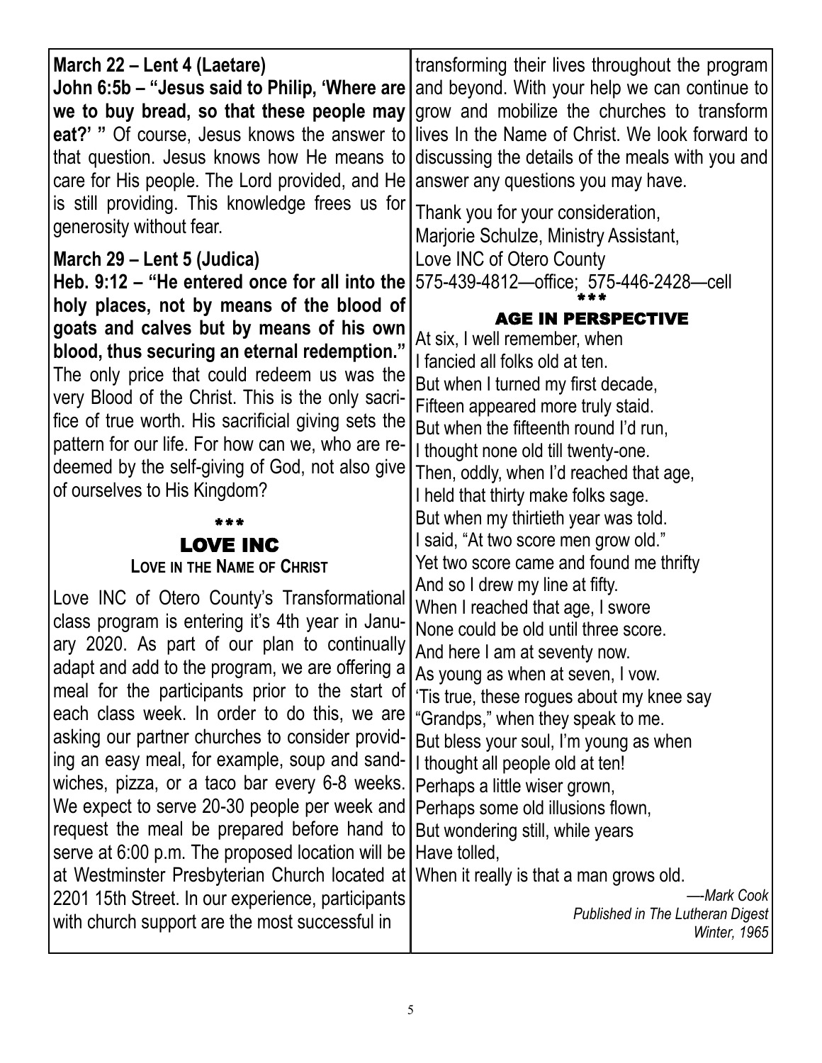**March 22 – Lent 4 (Laetare)**
**John 6:5b – "Jesus said to Philip, 'Where are we to buy bread, so that these people may eat?' "** Of course, Jesus knows the answer to that question. Jesus knows how He means to care for His people. The Lord provided, and He is still providing. This knowledge frees us for generosity without fear.

**March 29 – Lent 5 (Judica)**
**Heb. 9:12 – "He entered once for all into the holy places, not by means of the blood of goats and calves but by means of his own blood, thus securing an eternal redemption."** The only price that could redeem us was the very Blood of the Christ. This is the only sacrifice of true worth. His sacrificial giving sets the pattern for our life. For how can we, who are redeemed by the self-giving of God, not also give of ourselves to His Kingdom?

\*\*\*

## LOVE INC

**Love in the Name of Christ**

Love INC of Otero County's Transformational class program is entering it's 4th year in January 2020. As part of our plan to continually adapt and add to the program, we are offering a meal for the participants prior to the start of each class week. In order to do this, we are asking our partner churches to consider providing an easy meal, for example, soup and sandwiches, pizza, or a taco bar every 6-8 weeks. We expect to serve 20-30 people per week and request the meal be prepared before hand to serve at 6:00 p.m. The proposed location will be at Westminster Presbyterian Church located at 2201 15th Street. In our experience, participants with church support are the most successful in transforming their lives throughout the program and beyond. With your help we can continue to grow and mobilize the churches to transform lives In the Name of Christ. We look forward to discussing the details of the meals with you and answer any questions you may have.

Thank you for your consideration,
Marjorie Schulze, Ministry Assistant,
Love INC of Otero County
575-439-4812—office; 575-446-2428—cell

\*\*\*

## AGE IN PERSPECTIVE

At six, I well remember, when
I fancied all folks old at ten.
But when I turned my first decade,
Fifteen appeared more truly staid.
But when the fifteenth round I'd run,
I thought none old till twenty-one.
Then, oddly, when I'd reached that age,
I held that thirty make folks sage.
But when my thirtieth year was told.
I said, "At two score men grow old."
Yet two score came and found me thrifty
And so I drew my line at fifty.
When I reached that age, I swore
None could be old until three score.
And here I am at seventy now.
As young as when at seven, I vow.
'Tis true, these rogues about my knee say
"Grandps," when they speak to me.
But bless your soul, I'm young as when
I thought all people old at ten!
Perhaps a little wiser grown,
Perhaps some old illusions flown,
But wondering still, while years
Have tolled,
When it really is that a man grows old.

*—-Mark Cook*
*Published in The Lutheran Digest*
*Winter, 1965*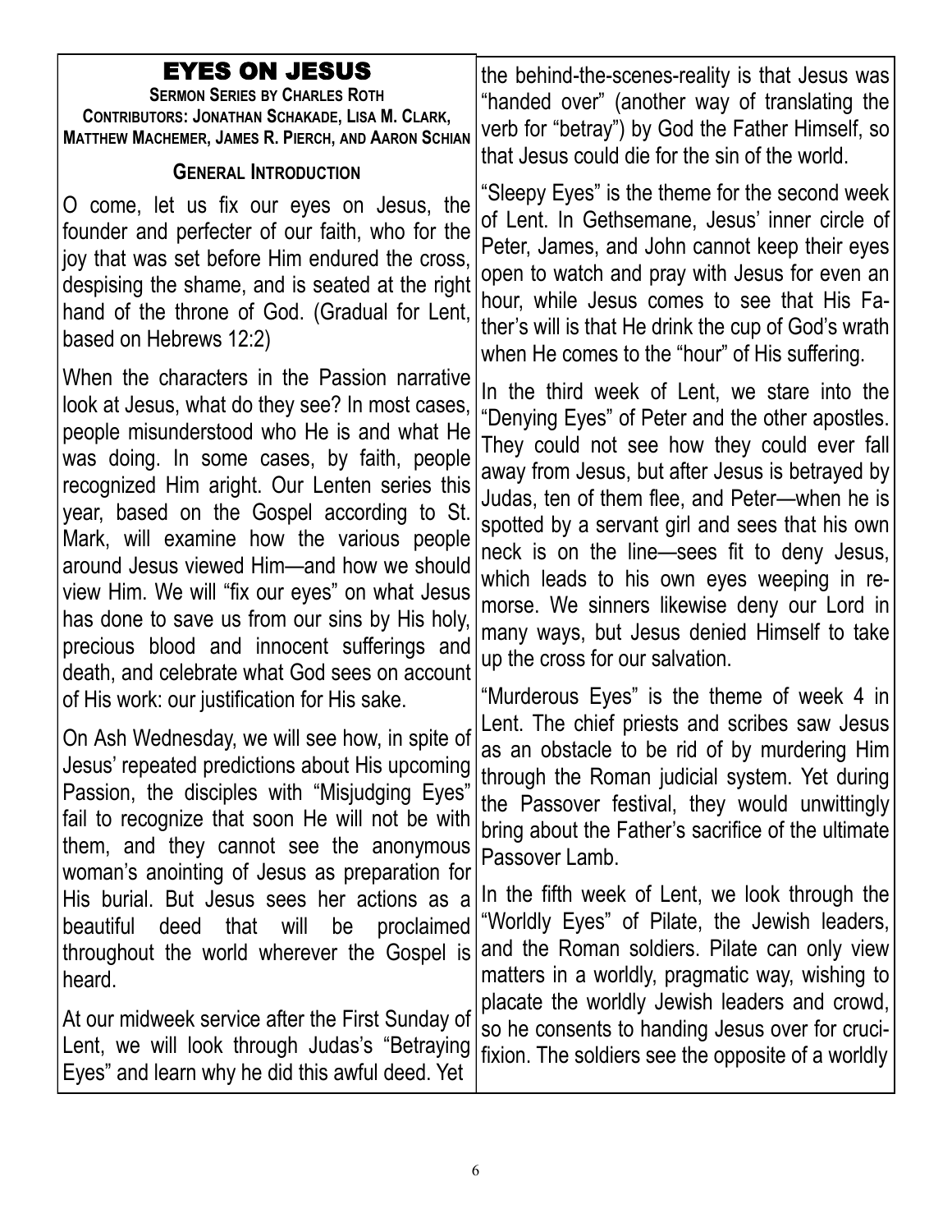# EYES ON JESUS

**Sermon Series by Charles Roth**
**Contributors: Jonathan Schakade, Lisa M. Clark, Matthew Machemer, James R. Pierch, and Aaron Schian**

## General Introduction

O come, let us fix our eyes on Jesus, the founder and perfecter of our faith, who for the joy that was set before Him endured the cross, despising the shame, and is seated at the right hand of the throne of God. (Gradual for Lent, based on Hebrews 12:2)

When the characters in the Passion narrative look at Jesus, what do they see? In most cases, people misunderstood who He is and what He was doing. In some cases, by faith, people recognized Him aright. Our Lenten series this year, based on the Gospel according to St. Mark, will examine how the various people around Jesus viewed Him—and how we should view Him. We will "fix our eyes" on what Jesus has done to save us from our sins by His holy, precious blood and innocent sufferings and death, and celebrate what God sees on account of His work: our justification for His sake.

On Ash Wednesday, we will see how, in spite of Jesus' repeated predictions about His upcoming Passion, the disciples with "Misjudging Eyes" fail to recognize that soon He will not be with them, and they cannot see the anonymous woman's anointing of Jesus as preparation for His burial. But Jesus sees her actions as a beautiful deed that will be proclaimed throughout the world wherever the Gospel is heard.

At our midweek service after the First Sunday of Lent, we will look through Judas's "Betraying Eyes" and learn why he did this awful deed. Yet the behind-the-scenes-reality is that Jesus was "handed over" (another way of translating the verb for "betray") by God the Father Himself, so that Jesus could die for the sin of the world.

"Sleepy Eyes" is the theme for the second week of Lent. In Gethsemane, Jesus' inner circle of Peter, James, and John cannot keep their eyes open to watch and pray with Jesus for even an hour, while Jesus comes to see that His Father's will is that He drink the cup of God's wrath when He comes to the "hour" of His suffering.

In the third week of Lent, we stare into the "Denying Eyes" of Peter and the other apostles. They could not see how they could ever fall away from Jesus, but after Jesus is betrayed by Judas, ten of them flee, and Peter—when he is spotted by a servant girl and sees that his own neck is on the line—sees fit to deny Jesus, which leads to his own eyes weeping in remorse. We sinners likewise deny our Lord in many ways, but Jesus denied Himself to take up the cross for our salvation.

"Murderous Eyes" is the theme of week 4 in Lent. The chief priests and scribes saw Jesus as an obstacle to be rid of by murdering Him through the Roman judicial system. Yet during the Passover festival, they would unwittingly bring about the Father's sacrifice of the ultimate Passover Lamb.

In the fifth week of Lent, we look through the "Worldly Eyes" of Pilate, the Jewish leaders, and the Roman soldiers. Pilate can only view matters in a worldly, pragmatic way, wishing to placate the worldly Jewish leaders and crowd, so he consents to handing Jesus over for crucifixion. The soldiers see the opposite of a worldly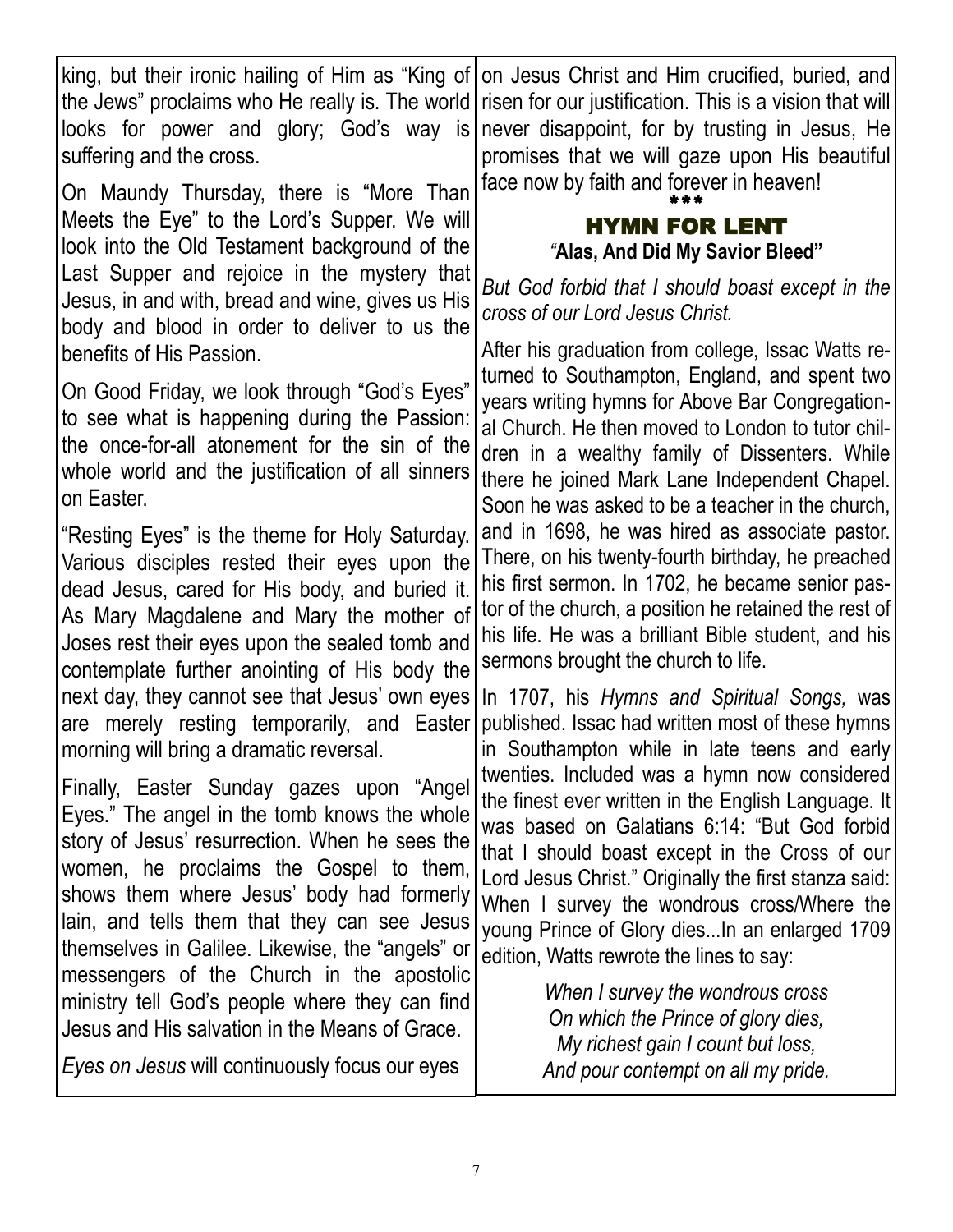king, but their ironic hailing of Him as "King of the Jews" proclaims who He really is. The world looks for power and glory; God's way is suffering and the cross.

On Maundy Thursday, there is "More Than Meets the Eye" to the Lord's Supper. We will look into the Old Testament background of the Last Supper and rejoice in the mystery that Jesus, in and with, bread and wine, gives us His body and blood in order to deliver to us the benefits of His Passion.

On Good Friday, we look through "God's Eyes" to see what is happening during the Passion: the once-for-all atonement for the sin of the whole world and the justification of all sinners on Easter.

"Resting Eyes" is the theme for Holy Saturday. Various disciples rested their eyes upon the dead Jesus, cared for His body, and buried it. As Mary Magdalene and Mary the mother of Joses rest their eyes upon the sealed tomb and contemplate further anointing of His body the next day, they cannot see that Jesus' own eyes are merely resting temporarily, and Easter morning will bring a dramatic reversal.

Finally, Easter Sunday gazes upon "Angel Eyes." The angel in the tomb knows the whole story of Jesus' resurrection. When he sees the women, he proclaims the Gospel to them, shows them where Jesus' body had formerly lain, and tells them that they can see Jesus themselves in Galilee. Likewise, the "angels" or messengers of the Church in the apostolic ministry tell God's people where they can find Jesus and His salvation in the Means of Grace.

*Eyes on Jesus* will continuously focus our eyes on Jesus Christ and Him crucified, buried, and risen for our justification. This is a vision that will never disappoint, for by trusting in Jesus, He promises that we will gaze upon His beautiful face now by faith and forever in heaven!

\*\*\*

## HYMN FOR LENT

**"Alas, And Did My Savior Bleed"**

*But God forbid that I should boast except in the cross of our Lord Jesus Christ.*

After his graduation from college, Issac Watts returned to Southampton, England, and spent two years writing hymns for Above Bar Congregational Church. He then moved to London to tutor children in a wealthy family of Dissenters. While there he joined Mark Lane Independent Chapel. Soon he was asked to be a teacher in the church, and in 1698, he was hired as associate pastor. There, on his twenty-fourth birthday, he preached his first sermon. In 1702, he became senior pastor of the church, a position he retained the rest of his life. He was a brilliant Bible student, and his sermons brought the church to life.

In 1707, his *Hymns and Spiritual Songs,* was published. Issac had written most of these hymns in Southampton while in late teens and early twenties. Included was a hymn now considered the finest ever written in the English Language. It was based on Galatians 6:14: "But God forbid that I should boast except in the Cross of our Lord Jesus Christ." Originally the first stanza said: When I survey the wondrous cross/Where the young Prince of Glory dies...In an enlarged 1709 edition, Watts rewrote the lines to say:

*When I survey the wondrous cross*
*On which the Prince of glory dies,*
*My richest gain I count but loss,*
*And pour contempt on all my pride.*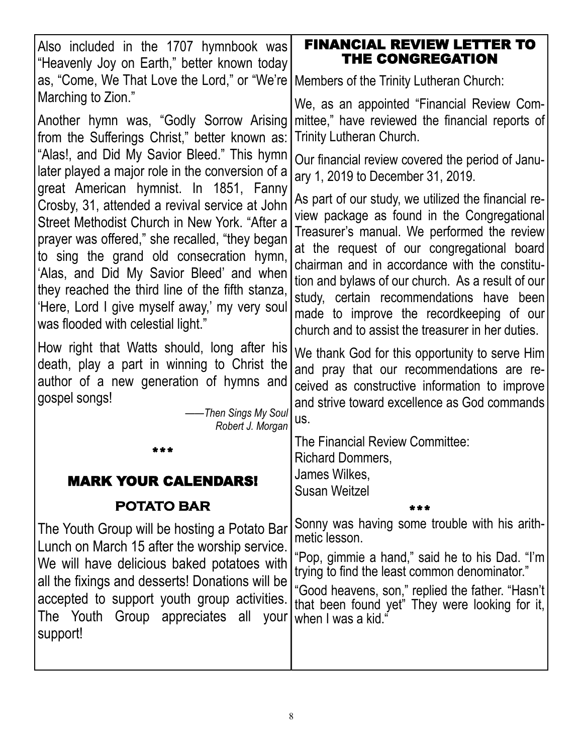Also included in the 1707 hymnbook was "Heavenly Joy on Earth," better known today as, "Come, We That Love the Lord," or "We're Marching to Zion."

Another hymn was, "Godly Sorrow Arising from the Sufferings Christ," better known as: "Alas!, and Did My Savior Bleed." This hymn later played a major role in the conversion of a great American hymnist. In 1851, Fanny Crosby, 31, attended a revival service at John Street Methodist Church in New York. "After a prayer was offered," she recalled, "they began to sing the grand old consecration hymn, 'Alas, and Did My Savior Bleed' and when they reached the third line of the fifth stanza, 'Here, Lord I give myself away,' my very soul was flooded with celestial light."

How right that Watts should, long after his death, play a part in winning to Christ the author of a new generation of hymns and gospel songs!

*——Then Sings My Soul*
*Robert J. Morgan*

***

## MARK YOUR CALENDARS!

### POTATO BAR

The Youth Group will be hosting a Potato Bar Lunch on March 15 after the worship service. We will have delicious baked potatoes with all the fixings and desserts! Donations will be accepted to support youth group activities. The Youth Group appreciates all your support!

## FINANCIAL REVIEW LETTER TO THE CONGREGATION

Members of the Trinity Lutheran Church:

We, as an appointed "Financial Review Committee," have reviewed the financial reports of Trinity Lutheran Church.

Our financial review covered the period of January 1, 2019 to December 31, 2019.

As part of our study, we utilized the financial review package as found in the Congregational Treasurer's manual. We performed the review at the request of our congregational board chairman and in accordance with the constitution and bylaws of our church. As a result of our study, certain recommendations have been made to improve the recordkeeping of our church and to assist the treasurer in her duties.

We thank God for this opportunity to serve Him and pray that our recommendations are received as constructive information to improve and strive toward excellence as God commands us.

The Financial Review Committee:
Richard Dommers,
James Wilkes,
Susan Weitzel

***

Sonny was having some trouble with his arithmetic lesson.

"Pop, gimmie a hand," said he to his Dad. "I'm trying to find the least common denominator."

"Good heavens, son," replied the father. "Hasn't that been found yet" They were looking for it, when I was a kid."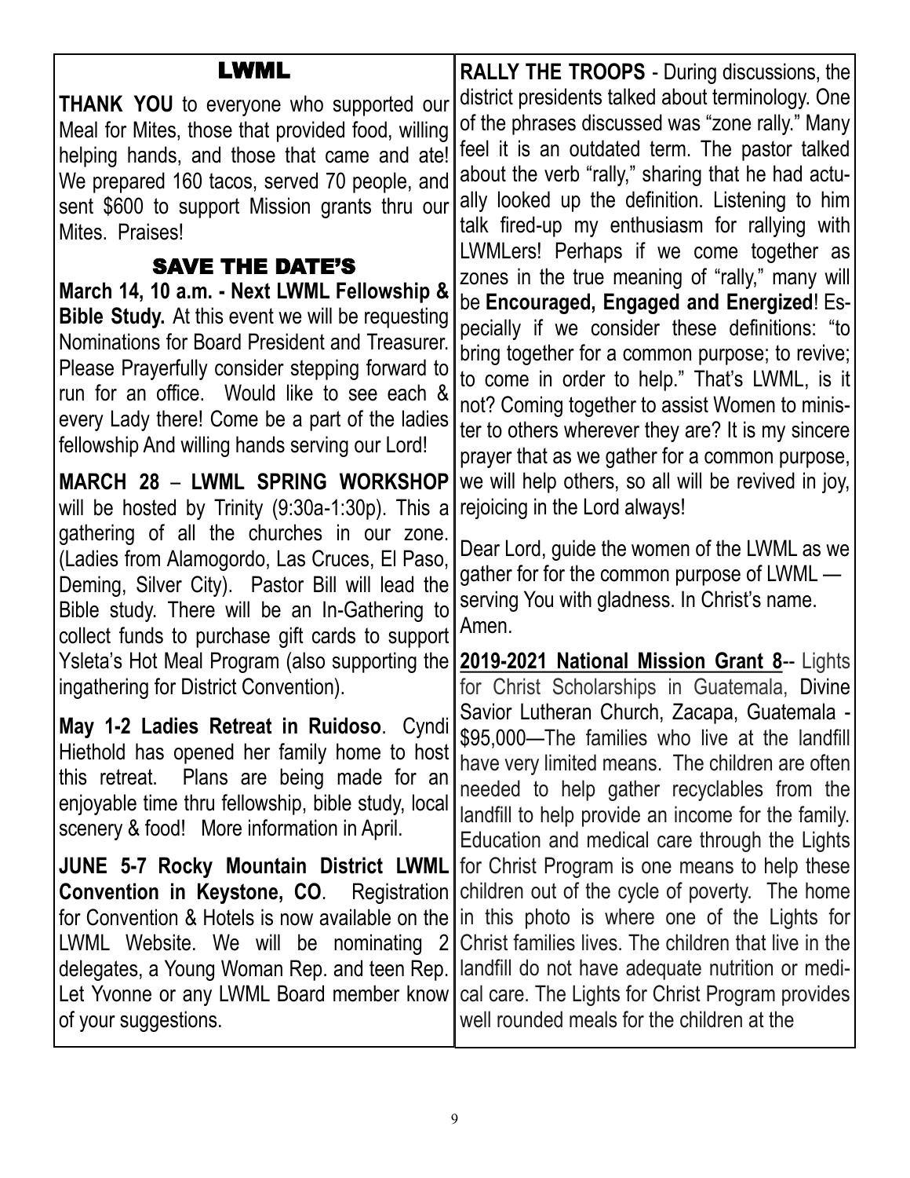## LWML

**THANK YOU** to everyone who supported our Meal for Mites, those that provided food, willing helping hands, and those that came and ate! We prepared 160 tacos, served 70 people, and sent $600 to support Mission grants thru our Mites. Praises!

## SAVE THE DATE'S

**March 14, 10 a.m. - Next LWML Fellowship & Bible Study.** At this event we will be requesting Nominations for Board President and Treasurer. Please Prayerfully consider stepping forward to run for an office. Would like to see each & every Lady there! Come be a part of the ladies fellowship And willing hands serving our Lord!

**MARCH 28 – LWML SPRING WORKSHOP** will be hosted by Trinity (9:30a-1:30p). This a gathering of all the churches in our zone. (Ladies from Alamogordo, Las Cruces, El Paso, Deming, Silver City). Pastor Bill will lead the Bible study. There will be an In-Gathering to collect funds to purchase gift cards to support Ysleta's Hot Meal Program (also supporting the ingathering for District Convention).

**May 1-2 Ladies Retreat in Ruidoso**. Cyndi Hiethold has opened her family home to host this retreat. Plans are being made for an enjoyable time thru fellowship, bible study, local scenery & food! More information in April.

**JUNE 5-7 Rocky Mountain District LWML Convention in Keystone, CO**. Registration for Convention & Hotels is now available on the LWML Website. We will be nominating 2 delegates, a Young Woman Rep. and teen Rep. Let Yvonne or any LWML Board member know of your suggestions.

**RALLY THE TROOPS** - During discussions, the district presidents talked about terminology. One of the phrases discussed was "zone rally." Many feel it is an outdated term. The pastor talked about the verb "rally," sharing that he had actually looked up the definition. Listening to him talk fired-up my enthusiasm for rallying with LWMLers! Perhaps if we come together as zones in the true meaning of "rally," many will be **Encouraged, Engaged and Energized**! Especially if we consider these definitions: "to bring together for a common purpose; to revive; to come in order to help." That's LWML, is it not? Coming together to assist Women to minister to others wherever they are? It is my sincere prayer that as we gather for a common purpose, we will help others, so all will be revived in joy, rejoicing in the Lord always!

Dear Lord, guide the women of the LWML as we gather for for the common purpose of LWML — serving You with gladness. In Christ's name. Amen.

**2019-2021 National Mission Grant 8**-- Lights for Christ Scholarships in Guatemala, Divine Savior Lutheran Church, Zacapa, Guatemala - $95,000—The families who live at the landfill have very limited means. The children are often needed to help gather recyclables from the landfill to help provide an income for the family. Education and medical care through the Lights for Christ Program is one means to help these children out of the cycle of poverty. The home in this photo is where one of the Lights for Christ families lives. The children that live in the landfill do not have adequate nutrition or medical care. The Lights for Christ Program provides well rounded meals for the children at the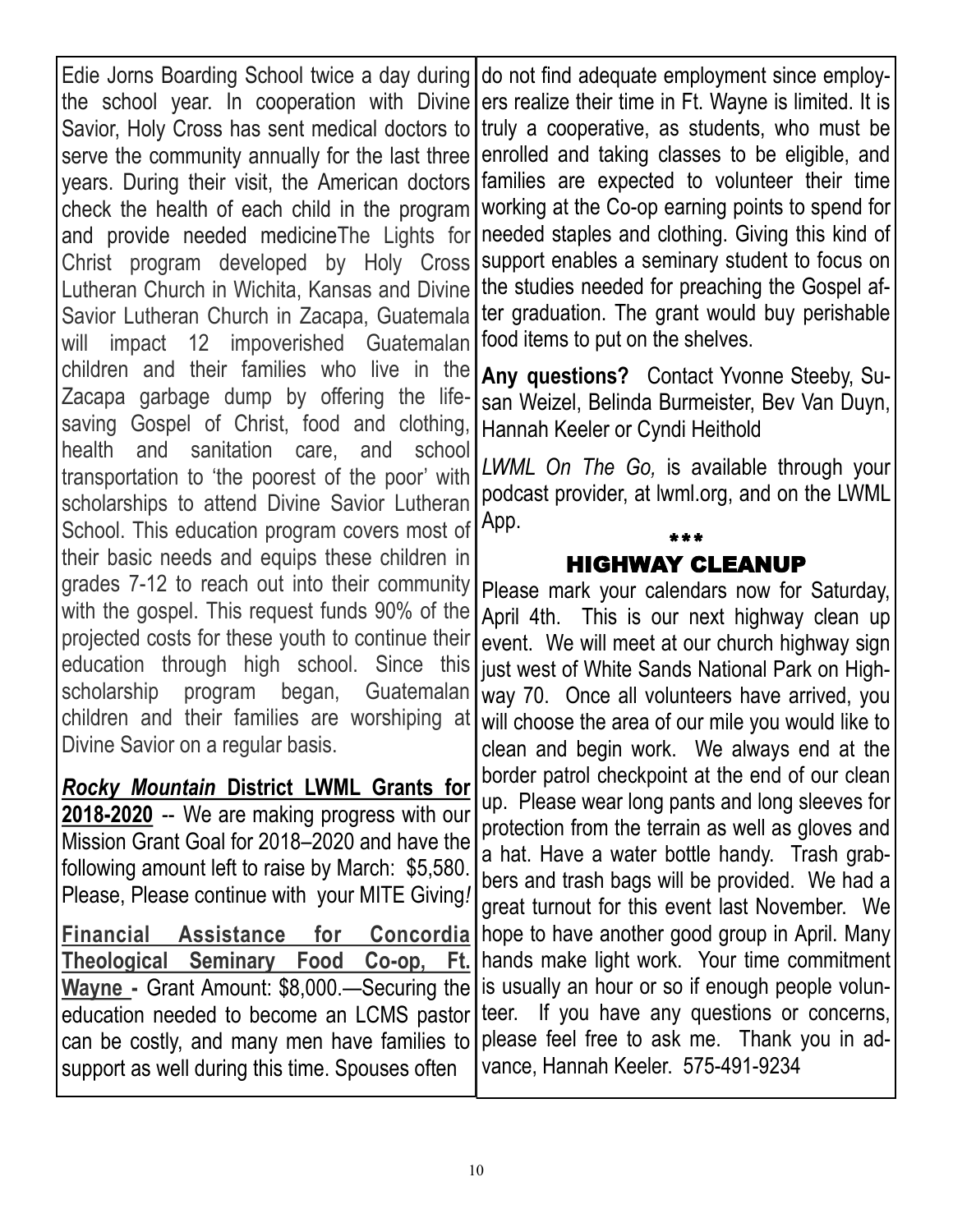Edie Jorns Boarding School twice a day during the school year. In cooperation with Divine Savior, Holy Cross has sent medical doctors to serve the community annually for the last three years. During their visit, the American doctors check the health of each child in the program and provide needed medicineThe Lights for Christ program developed by Holy Cross Lutheran Church in Wichita, Kansas and Divine Savior Lutheran Church in Zacapa, Guatemala will impact 12 impoverished Guatemalan children and their families who live in the Zacapa garbage dump by offering the life-saving Gospel of Christ, food and clothing, health and sanitation care, and school transportation to 'the poorest of the poor' with scholarships to attend Divine Savior Lutheran School. This education program covers most of their basic needs and equips these children in grades 7-12 to reach out into their community with the gospel. This request funds 90% of the projected costs for these youth to continue their education through high school. Since this scholarship program began, Guatemalan children and their families are worshiping at Divine Savior on a regular basis.

***Rocky Mountain*** **District LWML Grants for 2018-2020** -- We are making progress with our Mission Grant Goal for 2018–2020 and have the following amount left to raise by March: $5,580. Please, Please continue with your MITE Giving*!*

**Financial Assistance for Concordia Theological Seminary Food Co-op, Ft. Wayne -** Grant Amount: $8,000.—Securing the education needed to become an LCMS pastor can be costly, and many men have families to support as well during this time. Spouses often do not find adequate employment since employers realize their time in Ft. Wayne is limited. It is truly a cooperative, as students, who must be enrolled and taking classes to be eligible, and families are expected to volunteer their time working at the Co-op earning points to spend for needed staples and clothing. Giving this kind of support enables a seminary student to focus on the studies needed for preaching the Gospel after graduation. The grant would buy perishable food items to put on the shelves.

**Any questions?** Contact Yvonne Steeby, Susan Weizel, Belinda Burmeister, Bev Van Duyn, Hannah Keeler or Cyndi Heithold

*LWML On The Go,* is available through your podcast provider, at lwml.org, and on the LWML App.

***

## HIGHWAY CLEANUP

Please mark your calendars now for Saturday, April 4th. This is our next highway clean up event. We will meet at our church highway sign just west of White Sands National Park on Highway 70. Once all volunteers have arrived, you will choose the area of our mile you would like to clean and begin work. We always end at the border patrol checkpoint at the end of our clean up. Please wear long pants and long sleeves for protection from the terrain as well as gloves and a hat. Have a water bottle handy. Trash grabbers and trash bags will be provided. We had a great turnout for this event last November. We hope to have another good group in April. Many hands make light work. Your time commitment is usually an hour or so if enough people volunteer. If you have any questions or concerns, please feel free to ask me. Thank you in advance, Hannah Keeler. 575-491-9234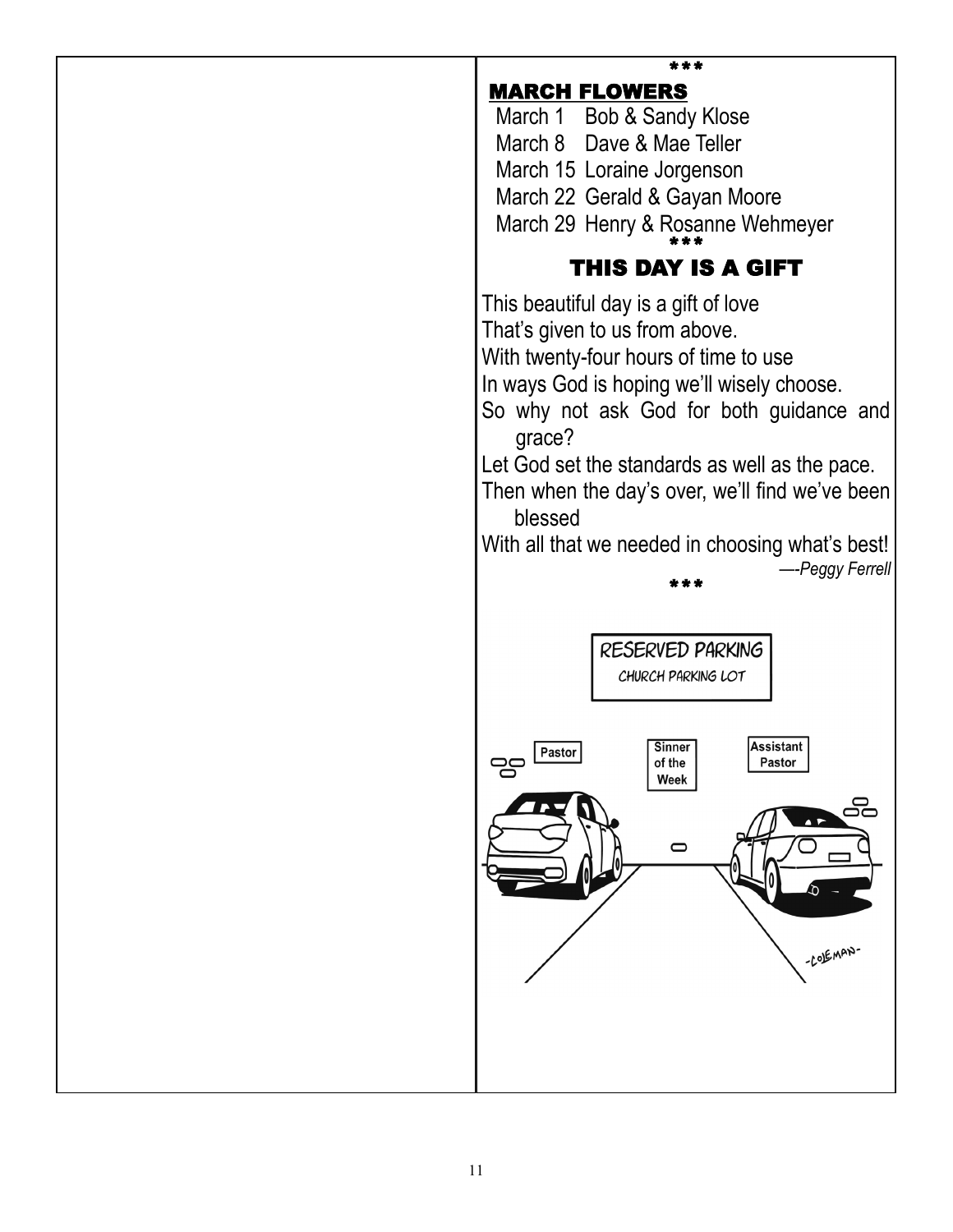\*\*\*

## MARCH FLOWERS

March 1 Bob & Sandy Klose
March 8 Dave & Mae Teller
March 15 Loraine Jorgenson
March 22 Gerald & Gayan Moore
March 29 Henry & Rosanne Wehmeyer

\*\*\*

## THIS DAY IS A GIFT

This beautiful day is a gift of love
That's given to us from above.
With twenty-four hours of time to use
In ways God is hoping we'll wisely choose.
So why not ask God for both guidance and grace?
Let God set the standards as well as the pace.
Then when the day's over, we'll find we've been blessed
With all that we needed in choosing what's best!

*—-Peggy Ferrell*

\*\*\*

RESERVED PARKING
CHURCH PARKING LOT

Pastor | Sinner of the Week | Assistant Pastor

-COLEMAN-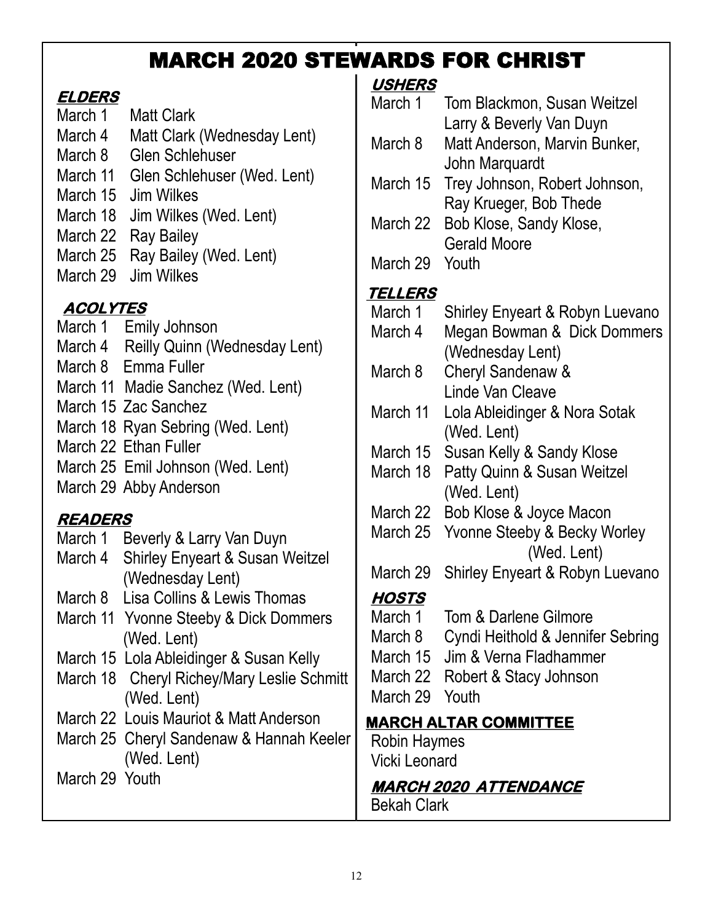# MARCH 2020 STEWARDS FOR CHRIST

### *ELDERS*

March 1 Matt Clark
March 4 Matt Clark (Wednesday Lent)
March 8 Glen Schlehuser
March 11 Glen Schlehuser (Wed. Lent)
March 15 Jim Wilkes
March 18 Jim Wilkes (Wed. Lent)
March 22 Ray Bailey
March 25 Ray Bailey (Wed. Lent)
March 29 Jim Wilkes

### *ACOLYTES*

March 1 Emily Johnson
March 4 Reilly Quinn (Wednesday Lent)
March 8 Emma Fuller
March 11 Madie Sanchez (Wed. Lent)
March 15 Zac Sanchez
March 18 Ryan Sebring (Wed. Lent)
March 22 Ethan Fuller
March 25 Emil Johnson (Wed. Lent)
March 29 Abby Anderson

### *READERS*

March 1 Beverly & Larry Van Duyn
March 4 Shirley Enyeart & Susan Weitzel (Wednesday Lent)
March 8 Lisa Collins & Lewis Thomas
March 11 Yvonne Steeby & Dick Dommers (Wed. Lent)
March 15 Lola Ableidinger & Susan Kelly
March 18 Cheryl Richey/Mary Leslie Schmitt (Wed. Lent)
March 22 Louis Mauriot & Matt Anderson
March 25 Cheryl Sandenaw & Hannah Keeler (Wed. Lent)
March 29 Youth

### *USHERS*

March 1 Tom Blackmon, Susan Weitzel Larry & Beverly Van Duyn
March 8 Matt Anderson, Marvin Bunker, John Marquardt
March 15 Trey Johnson, Robert Johnson, Ray Krueger, Bob Thede
March 22 Bob Klose, Sandy Klose, Gerald Moore
March 29 Youth

### *TELLERS*

March 1 Shirley Enyeart & Robyn Luevano
March 4 Megan Bowman & Dick Dommers (Wednesday Lent)
March 8 Cheryl Sandenaw & Linde Van Cleave
March 11 Lola Ableidinger & Nora Sotak (Wed. Lent)
March 15 Susan Kelly & Sandy Klose
March 18 Patty Quinn & Susan Weitzel (Wed. Lent)
March 22 Bob Klose & Joyce Macon
March 25 Yvonne Steeby & Becky Worley (Wed. Lent)
March 29 Shirley Enyeart & Robyn Luevano

### *HOSTS*

March 1 Tom & Darlene Gilmore
March 8 Cyndi Heithold & Jennifer Sebring
March 15 Jim & Verna Fladhammer
March 22 Robert & Stacy Johnson
March 29 Youth

### MARCH ALTAR COMMITTEE

Robin Haymes
Vicki Leonard

### *MARCH 2020 ATTENDANCE*

Bekah Clark